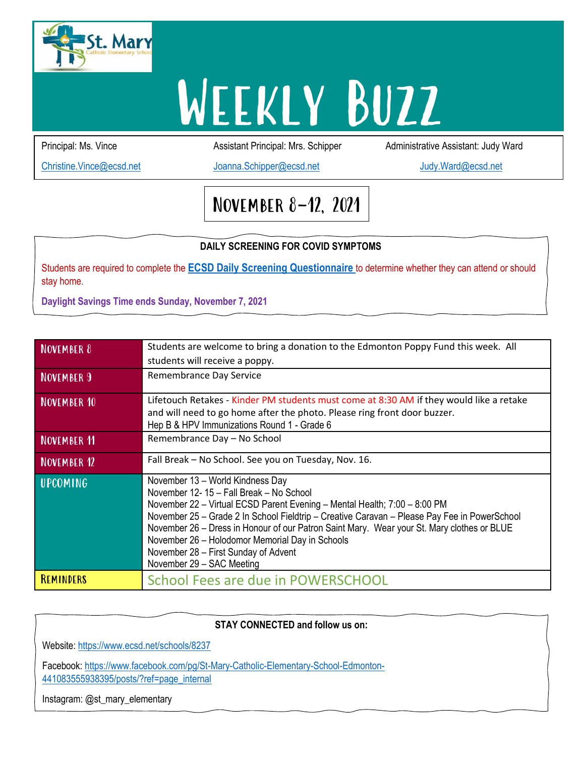St. Mary Catholic Elementary School

# Weekly Buzz

| Principal: Ms. Vince | Assistant Principal: Mrs. Schipper | Administrative Assistant: Judy Ward |
| --- | --- | --- |
| Christine.Vince@ecsd.net | Joanna.Schipper@ecsd.net | Judy.Ward@ecsd.net |

## November 8-12, 2021

**DAILY SCREENING FOR COVID SYMPTOMS**

Students are required to complete the **ECSD Daily Screening Questionnaire** to determine whether they can attend or should stay home.

**Daylight Savings Time ends Sunday, November 7, 2021**

| | |
| --- | --- |
| **November 8** | Students are welcome to bring a donation to the Edmonton Poppy Fund this week. All students will receive a poppy. |
| **November 9** | Remembrance Day Service |
| **November 10** | Lifetouch Retakes - Kinder PM students must come at 8:30 AM if they would like a retake and will need to go home after the photo. Please ring front door buzzer.<br>Hep B & HPV Immunizations Round 1 - Grade 6 |
| **November 11** | Remembrance Day – No School |
| **November 12** | Fall Break – No School. See you on Tuesday, Nov. 16. |
| **Upcoming** | November 13 – World Kindness Day<br>November 12- 15 – Fall Break – No School<br>November 22 – Virtual ECSD Parent Evening – Mental Health; 7:00 – 8:00 PM<br>November 25 – Grade 2 In School Fieldtrip – Creative Caravan – Please Pay Fee in PowerSchool<br>November 26 – Dress in Honour of our Patron Saint Mary. Wear your St. Mary clothes or BLUE<br>November 26 – Holodomor Memorial Day in Schools<br>November 28 – First Sunday of Advent<br>November 29 – SAC Meeting |
| **Reminders** | School Fees are due in POWERSCHOOL |

**STAY CONNECTED and follow us on:**

Website: https://www.ecsd.net/schools/8237

Facebook: https://www.facebook.com/pg/St-Mary-Catholic-Elementary-School-Edmonton-441083555938395/posts/?ref=page_internal

Instagram: @st_mary_elementary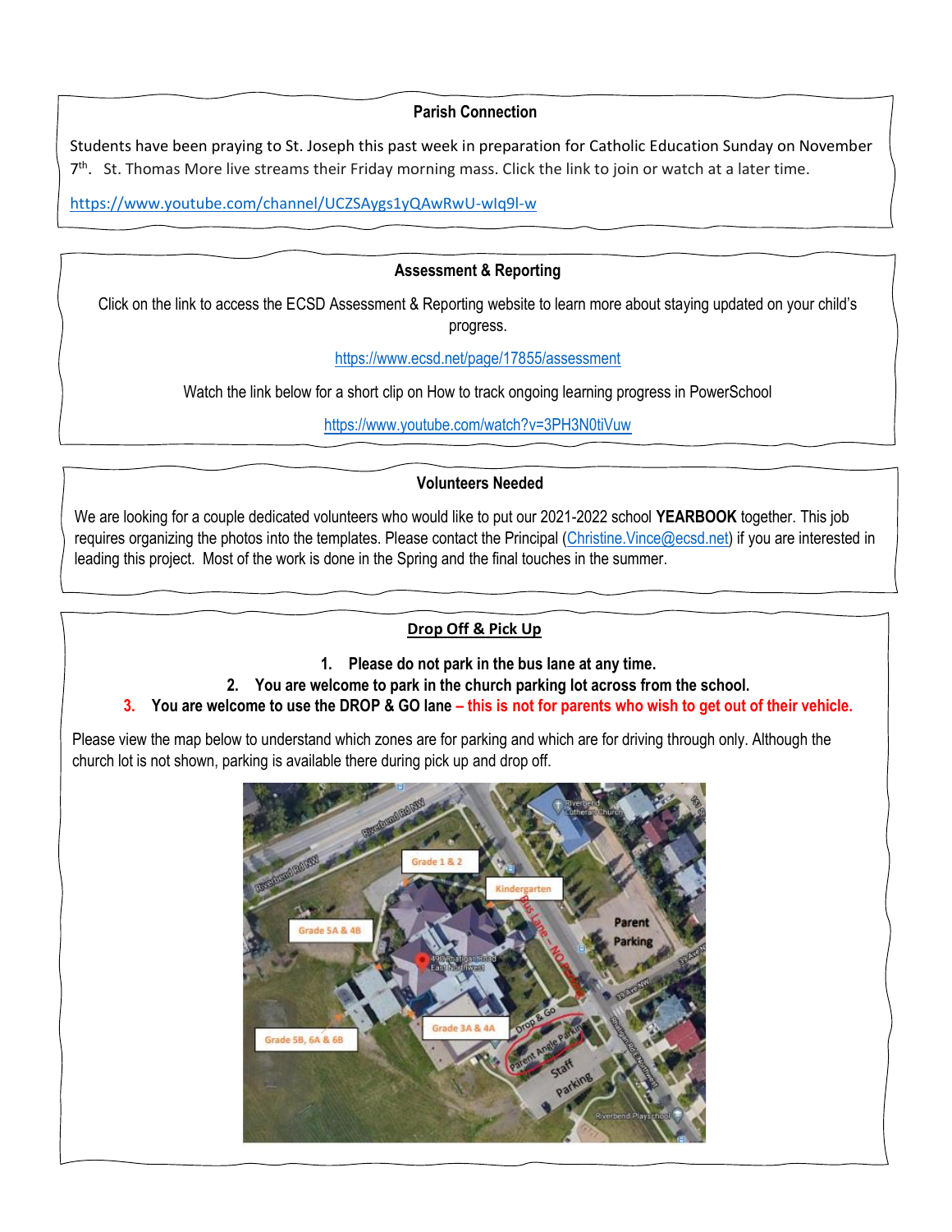### Parish Connection

Students have been praying to St. Joseph this past week in preparation for Catholic Education Sunday on November 7th. St. Thomas More live streams their Friday morning mass. Click the link to join or watch at a later time.

https://www.youtube.com/channel/UCZSAygs1yQAwRwU-wIq9l-w

### Assessment & Reporting

Click on the link to access the ECSD Assessment & Reporting website to learn more about staying updated on your child's progress.

https://www.ecsd.net/page/17855/assessment

Watch the link below for a short clip on How to track ongoing learning progress in PowerSchool

https://www.youtube.com/watch?v=3PH3N0tiVuw

### Volunteers Needed

We are looking for a couple dedicated volunteers who would like to put our 2021-2022 school **YEARBOOK** together. This job requires organizing the photos into the templates. Please contact the Principal (Christine.Vince@ecsd.net) if you are interested in leading this project. Most of the work is done in the Spring and the final touches in the summer.

### Drop Off & Pick Up

1. **Please do not park in the bus lane at any time.**
2. **You are welcome to park in the church parking lot across from the school.**
3. **You are welcome to use the DROP & GO lane – this is not for parents who wish to get out of their vehicle.**

Please view the map below to understand which zones are for parking and which are for driving through only. Although the church lot is not shown, parking is available there during pick up and drop off.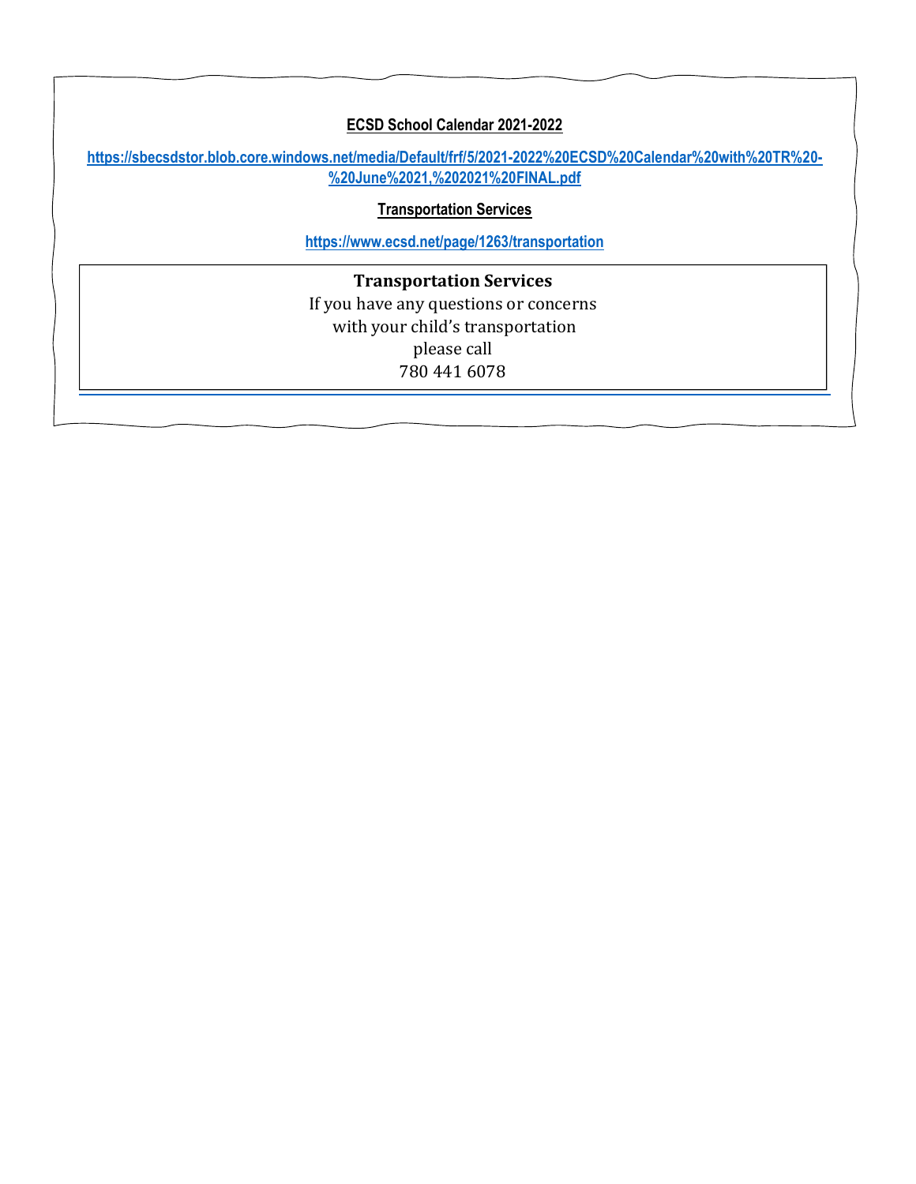**ECSD School Calendar 2021-2022**

https://sbecsdstor.blob.core.windows.net/media/Default/frf/5/2021-2022%20ECSD%20Calendar%20with%20TR%20-%20June%2021,%202021%20FINAL.pdf

**Transportation Services**

https://www.ecsd.net/page/1263/transportation

**Transportation Services**

If you have any questions or concerns
with your child's transportation
please call
780 441 6078